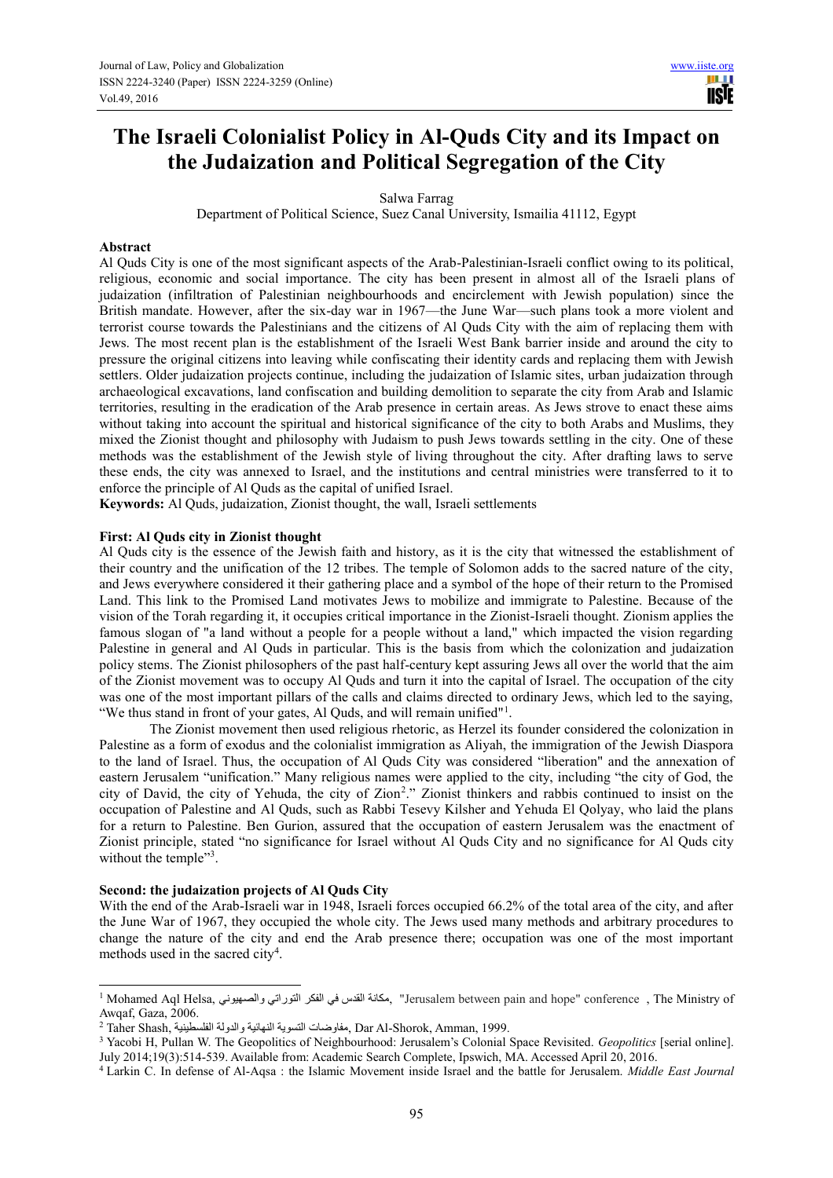# The Israeli Colonialist Policy in Al-Quds City and its Impact on the Judaization and Political Segregation of the City

Salwa Farrag

Department of Political Science, Suez Canal University, Ismailia 41112, Egypt

**Abstract**

Al Quds City is one of the most significant aspects of the Arab-Palestinian-Israeli conflict owing to its political, religious, economic and social importance. The city has been present in almost all of the Israeli plans of judaization (infiltration of Palestinian neighbourhoods and encirclement with Jewish population) since the British mandate. However, after the six-day war in 1967—the June War—such plans took a more violent and terrorist course towards the Palestinians and the citizens of Al Quds City with the aim of replacing them with Jews. The most recent plan is the establishment of the Israeli West Bank barrier inside and around the city to pressure the original citizens into leaving while confiscating their identity cards and replacing them with Jewish settlers. Older judaization projects continue, including the judaization of Islamic sites, urban judaization through archaeological excavations, land confiscation and building demolition to separate the city from Arab and Islamic territories, resulting in the eradication of the Arab presence in certain areas. As Jews strove to enact these aims without taking into account the spiritual and historical significance of the city to both Arabs and Muslims, they mixed the Zionist thought and philosophy with Judaism to push Jews towards settling in the city. One of these methods was the establishment of the Jewish style of living throughout the city. After drafting laws to serve these ends, the city was annexed to Israel, and the institutions and central ministries were transferred to it to enforce the principle of Al Quds as the capital of unified Israel.

**Keywords:** Al Quds, judaization, Zionist thought, the wall, Israeli settlements

## First: Al Quds city in Zionist thought

Al Quds city is the essence of the Jewish faith and history, as it is the city that witnessed the establishment of their country and the unification of the 12 tribes. The temple of Solomon adds to the sacred nature of the city, and Jews everywhere considered it their gathering place and a symbol of the hope of their return to the Promised Land. This link to the Promised Land motivates Jews to mobilize and immigrate to Palestine. Because of the vision of the Torah regarding it, it occupies critical importance in the Zionist-Israeli thought. Zionism applies the famous slogan of "a land without a people for a people without a land," which impacted the vision regarding Palestine in general and Al Quds in particular. This is the basis from which the colonization and judaization policy stems. The Zionist philosophers of the past half-century kept assuring Jews all over the world that the aim of the Zionist movement was to occupy Al Quds and turn it into the capital of Israel. The occupation of the city was one of the most important pillars of the calls and claims directed to ordinary Jews, which led to the saying, "We thus stand in front of your gates, Al Quds, and will remain unified"[1].

The Zionist movement then used religious rhetoric, as Herzel its founder considered the colonization in Palestine as a form of exodus and the colonialist immigration as Aliyah, the immigration of the Jewish Diaspora to the land of Israel. Thus, the occupation of Al Quds City was considered "liberation" and the annexation of eastern Jerusalem "unification." Many religious names were applied to the city, including "the city of God, the city of David, the city of Yehuda, the city of Zion[2]." Zionist thinkers and rabbis continued to insist on the occupation of Palestine and Al Quds, such as Rabbi Tesevy Kilsher and Yehuda El Qolyay, who laid the plans for a return to Palestine. Ben Gurion, assured that the occupation of eastern Jerusalem was the enactment of Zionist principle, stated "no significance for Israel without Al Quds City and no significance for Al Quds city without the temple"[3].

## Second: the judaization projects of Al Quds City

With the end of the Arab-Israeli war in 1948, Israeli forces occupied 66.2% of the total area of the city, and after the June War of 1967, they occupied the whole city. The Jews used many methods and arbitrary procedures to change the nature of the city and end the Arab presence there; occupation was one of the most important methods used in the sacred city[4].

---

[1] Mohamed Aql Helsa, مكانة القدس في الفكر التوراتي والصهيوني, "Jerusalem between pain and hope" conference , The Ministry of Awqaf, Gaza, 2006.

[2] Taher Shash, مفاوضات التسوية النهائية والدولة الفلسطينية, Dar Al-Shorok, Amman, 1999.

[3] Yacobi H, Pullan W. The Geopolitics of Neighbourhood: Jerusalem's Colonial Space Revisited. *Geopolitics* [serial online]. July 2014;19(3):514-539. Available from: Academic Search Complete, Ipswich, MA. Accessed April 20, 2016.

[4] Larkin C. In defense of Al-Aqsa : the Islamic Movement inside Israel and the battle for Jerusalem. *Middle East Journal*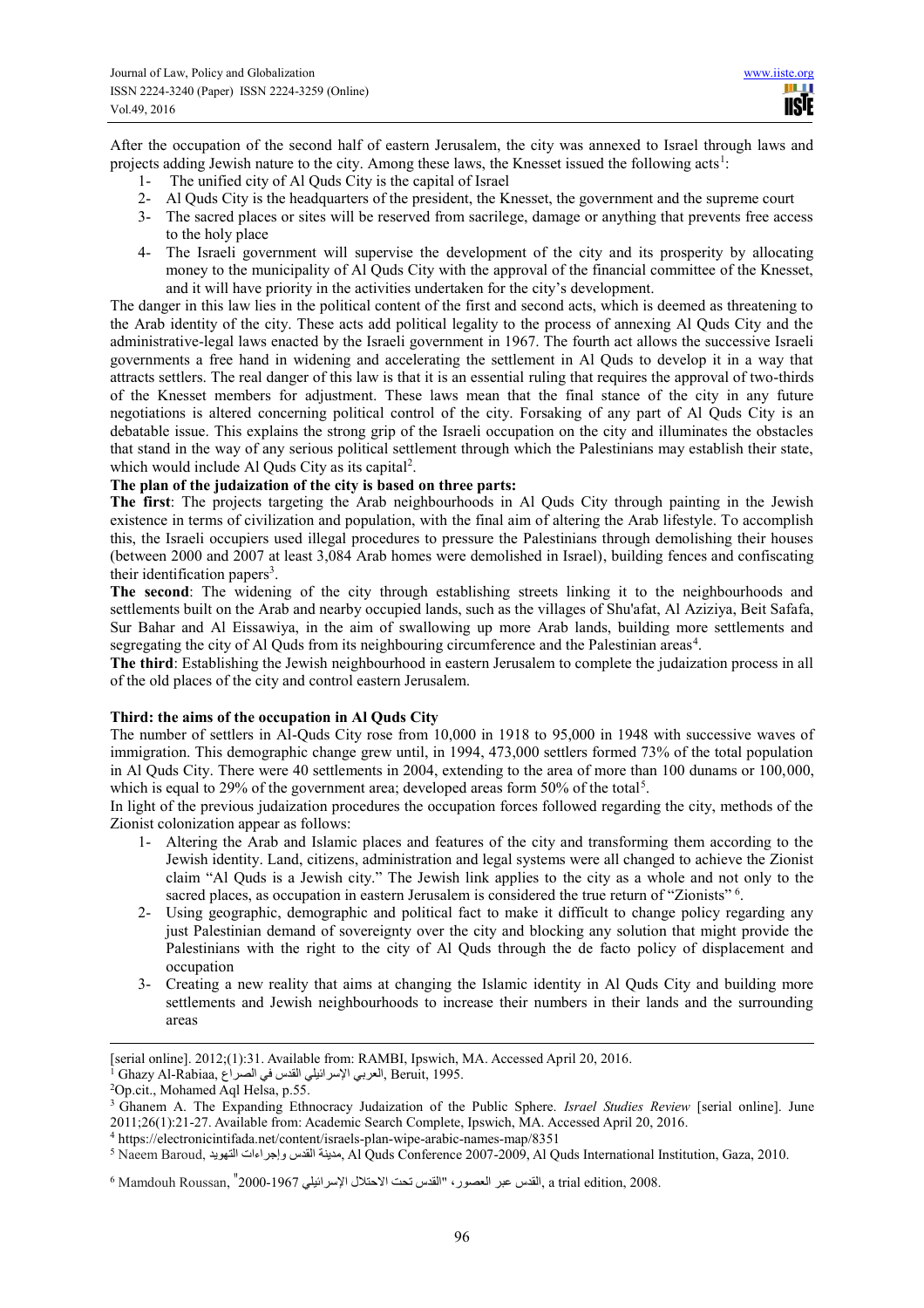After the occupation of the second half of eastern Jerusalem, the city was annexed to Israel through laws and projects adding Jewish nature to the city. Among these laws, the Knesset issued the following acts[1]:

1- The unified city of Al Quds City is the capital of Israel
2- Al Quds City is the headquarters of the president, the Knesset, the government and the supreme court
3- The sacred places or sites will be reserved from sacrilege, damage or anything that prevents free access to the holy place
4- The Israeli government will supervise the development of the city and its prosperity by allocating money to the municipality of Al Quds City with the approval of the financial committee of the Knesset, and it will have priority in the activities undertaken for the city's development.

The danger in this law lies in the political content of the first and second acts, which is deemed as threatening to the Arab identity of the city. These acts add political legality to the process of annexing Al Quds City and the administrative-legal laws enacted by the Israeli government in 1967. The fourth act allows the successive Israeli governments a free hand in widening and accelerating the settlement in Al Quds to develop it in a way that attracts settlers. The real danger of this law is that it is an essential ruling that requires the approval of two-thirds of the Knesset members for adjustment. These laws mean that the final stance of the city in any future negotiations is altered concerning political control of the city. Forsaking of any part of Al Quds City is an debatable issue. This explains the strong grip of the Israeli occupation on the city and illuminates the obstacles that stand in the way of any serious political settlement through which the Palestinians may establish their state, which would include Al Quds City as its capital[2].

**The plan of the judaization of the city is based on three parts:**

**The first**: The projects targeting the Arab neighbourhoods in Al Quds City through painting in the Jewish existence in terms of civilization and population, with the final aim of altering the Arab lifestyle. To accomplish this, the Israeli occupiers used illegal procedures to pressure the Palestinians through demolishing their houses (between 2000 and 2007 at least 3,084 Arab homes were demolished in Israel), building fences and confiscating their identification papers[3].

**The second**: The widening of the city through establishing streets linking it to the neighbourhoods and settlements built on the Arab and nearby occupied lands, such as the villages of Shu'afat, Al Aziziya, Beit Safafa, Sur Bahar and Al Eissawiya, in the aim of swallowing up more Arab lands, building more settlements and segregating the city of Al Quds from its neighbouring circumference and the Palestinian areas[4].

**The third**: Establishing the Jewish neighbourhood in eastern Jerusalem to complete the judaization process in all of the old places of the city and control eastern Jerusalem.

**Third: the aims of the occupation in Al Quds City**

The number of settlers in Al-Quds City rose from 10,000 in 1918 to 95,000 in 1948 with successive waves of immigration. This demographic change grew until, in 1994, 473,000 settlers formed 73% of the total population in Al Quds City. There were 40 settlements in 2004, extending to the area of more than 100 dunams or 100,000, which is equal to 29% of the government area; developed areas form 50% of the total[5].

In light of the previous judaization procedures the occupation forces followed regarding the city, methods of the Zionist colonization appear as follows:

1- Altering the Arab and Islamic places and features of the city and transforming them according to the Jewish identity. Land, citizens, administration and legal systems were all changed to achieve the Zionist claim "Al Quds is a Jewish city." The Jewish link applies to the city as a whole and not only to the sacred places, as occupation in eastern Jerusalem is considered the true return of "Zionists" [6].
2- Using geographic, demographic and political fact to make it difficult to change policy regarding any just Palestinian demand of sovereignty over the city and blocking any solution that might provide the Palestinians with the right to the city of Al Quds through the de facto policy of displacement and occupation
3- Creating a new reality that aims at changing the Islamic identity in Al Quds City and building more settlements and Jewish neighbourhoods to increase their numbers in their lands and the surrounding areas

---

[serial online]. 2012;(1):31. Available from: RAMBI, Ipswich, MA. Accessed April 20, 2016.

[1] Ghazy Al-Rabiaa, العربي الإسرائيلي القدس في الصراع, Beruit, 1995.

[2] Op.cit., Mohamed Aql Helsa, p.55.

[3] Ghanem A. The Expanding Ethnocracy Judaization of the Public Sphere. *Israel Studies Review* [serial online]. June 2011;26(1):21-27. Available from: Academic Search Complete, Ipswich, MA. Accessed April 20, 2016.

[4] https://electronicintifada.net/content/israels-plan-wipe-arabic-names-map/8351

[5] Naeem Baroud, مدينة القدس وإجراءات التهويد, Al Quds Conference 2007-2009, Al Quds International Institution, Gaza, 2010.

[6] Mamdouh Roussan, "القدس تحت الاحتلال الإسرائيلي 1967-2000" ،القدس عبر العصور, a trial edition, 2008.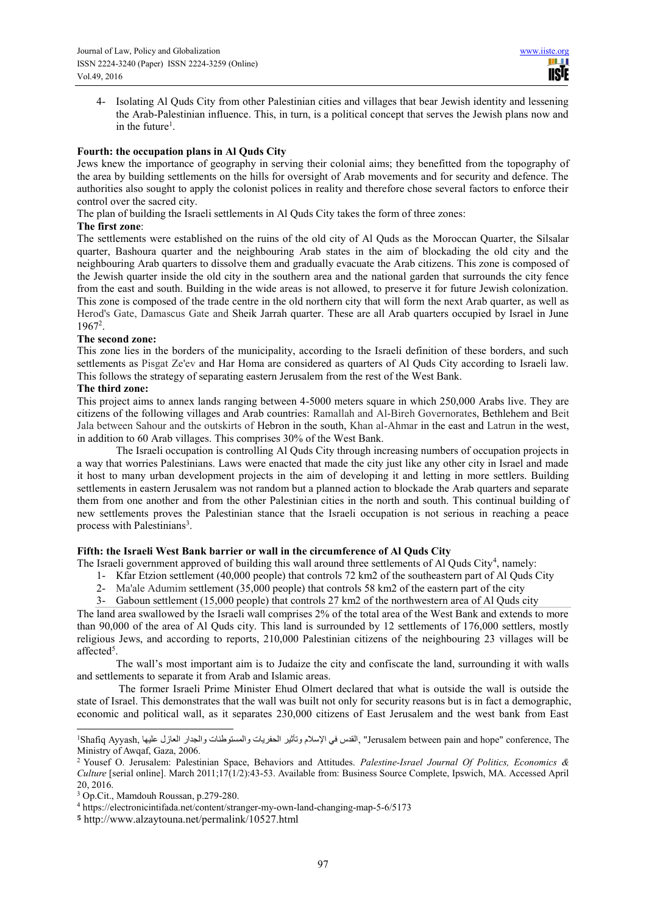4- Isolating Al Quds City from other Palestinian cities and villages that bear Jewish identity and lessening the Arab-Palestinian influence. This, in turn, is a political concept that serves the Jewish plans now and in the future[1].

**Fourth: the occupation plans in Al Quds City**

Jews knew the importance of geography in serving their colonial aims; they benefitted from the topography of the area by building settlements on the hills for oversight of Arab movements and for security and defence. The authorities also sought to apply the colonist polices in reality and therefore chose several factors to enforce their control over the sacred city.

The plan of building the Israeli settlements in Al Quds City takes the form of three zones:

**The first zone**:

The settlements were established on the ruins of the old city of Al Quds as the Moroccan Quarter, the Silsalar quarter, Bashoura quarter and the neighbouring Arab states in the aim of blockading the old city and the neighbouring Arab quarters to dissolve them and gradually evacuate the Arab citizens. This zone is composed of the Jewish quarter inside the old city in the southern area and the national garden that surrounds the city fence from the east and south. Building in the wide areas is not allowed, to preserve it for future Jewish colonization. This zone is composed of the trade centre in the old northern city that will form the next Arab quarter, as well as Herod's Gate, Damascus Gate and Sheik Jarrah quarter. These are all Arab quarters occupied by Israel in June 1967[2].

**The second zone:**

This zone lies in the borders of the municipality, according to the Israeli definition of these borders, and such settlements as Pisgat Ze'ev and Har Homa are considered as quarters of Al Quds City according to Israeli law. This follows the strategy of separating eastern Jerusalem from the rest of the West Bank.

**The third zone:**

This project aims to annex lands ranging between 4-5000 meters square in which 250,000 Arabs live. They are citizens of the following villages and Arab countries: Ramallah and Al-Bireh Governorates, Bethlehem and Beit Jala between Sahour and the outskirts of Hebron in the south, Khan al-Ahmar in the east and Latrun in the west, in addition to 60 Arab villages. This comprises 30% of the West Bank.

The Israeli occupation is controlling Al Quds City through increasing numbers of occupation projects in a way that worries Palestinians. Laws were enacted that made the city just like any other city in Israel and made it host to many urban development projects in the aim of developing it and letting in more settlers. Building settlements in eastern Jerusalem was not random but a planned action to blockade the Arab quarters and separate them from one another and from the other Palestinian cities in the north and south. This continual building of new settlements proves the Palestinian stance that the Israeli occupation is not serious in reaching a peace process with Palestinians[3].

**Fifth: the Israeli West Bank barrier or wall in the circumference of Al Quds City**

The Israeli government approved of building this wall around three settlements of Al Quds City[4], namely:

1- Kfar Etzion settlement (40,000 people) that controls 72 km2 of the southeastern part of Al Quds City
2- Ma'ale Adumim settlement (35,000 people) that controls 58 km2 of the eastern part of the city
3- Gaboun settlement (15,000 people) that controls 27 km2 of the northwestern area of Al Quds city

The land area swallowed by the Israeli wall comprises 2% of the total area of the West Bank and extends to more than 90,000 of the area of Al Quds city. This land is surrounded by 12 settlements of 176,000 settlers, mostly religious Jews, and according to reports, 210,000 Palestinian citizens of the neighbouring 23 villages will be affected[5].

The wall's most important aim is to Judaize the city and confiscate the land, surrounding it with walls and settlements to separate it from Arab and Islamic areas.

The former Israeli Prime Minister Ehud Olmert declared that what is outside the wall is outside the state of Israel. This demonstrates that the wall was built not only for security reasons but is in fact a demographic, economic and political wall, as it separates 230,000 citizens of East Jerusalem and the west bank from East

---

[1] Shafiq Ayyash, القدس في الإسلام وتأثير الحفريات والمستوطنات والجدار العازل عليها, "Jerusalem between pain and hope" conference, The Ministry of Awqaf, Gaza, 2006.

[2] Yousef O. Jerusalem: Palestinian Space, Behaviors and Attitudes. *Palestine-Israel Journal Of Politics, Economics & Culture* [serial online]. March 2011;17(1/2):43-53. Available from: Business Source Complete, Ipswich, MA. Accessed April 20, 2016.

[3] Op.Cit., Mamdouh Roussan, p.279-280.

[4] https://electronicintifada.net/content/stranger-my-own-land-changing-map-5-6/5173

[5] http://www.alzaytouna.net/permalink/10527.html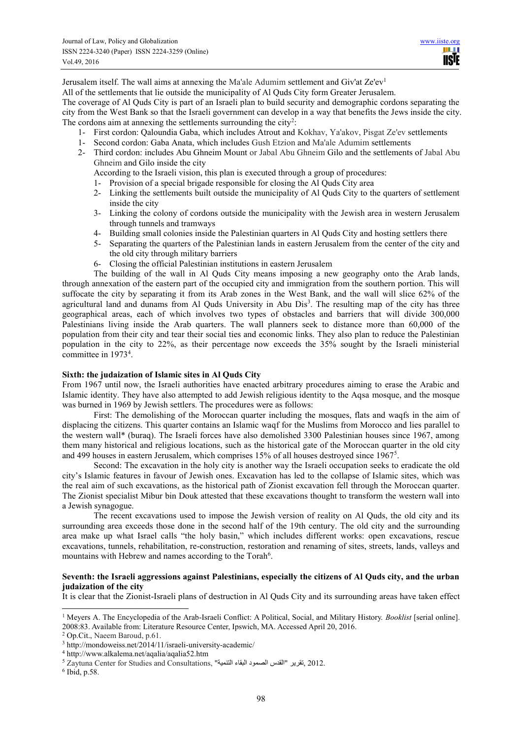Jerusalem itself. The wall aims at annexing the Ma'ale Adumim settlement and Giv'at Ze'ev[1]

All of the settlements that lie outside the municipality of Al Quds City form Greater Jerusalem.

The coverage of Al Quds City is part of an Israeli plan to build security and demographic cordons separating the city from the West Bank so that the Israeli government can develop in a way that benefits the Jews inside the city. The cordons aim at annexing the settlements surrounding the city[2]:

1- First cordon: Qaloundia Gaba, which includes Atrout and Kokhav, Ya'akov, Pisgat Ze'ev settlements

1- Second cordon: Gaba Anata, which includes Gush Etzion and Ma'ale Adumim settlements

2- Third cordon: includes Abu Ghneim Mount or Jabal Abu Ghneim Gilo and the settlements of Jabal Abu Ghneim and Gilo inside the city

According to the Israeli vision, this plan is executed through a group of procedures:

1- Provision of a special brigade responsible for closing the Al Quds City area
2- Linking the settlements built outside the municipality of Al Quds City to the quarters of settlement inside the city
3- Linking the colony of cordons outside the municipality with the Jewish area in western Jerusalem through tunnels and tramways
4- Building small colonies inside the Palestinian quarters in Al Quds City and hosting settlers there
5- Separating the quarters of the Palestinian lands in eastern Jerusalem from the center of the city and the old city through military barriers
6- Closing the official Palestinian institutions in eastern Jerusalem

The building of the wall in Al Quds City means imposing a new geography onto the Arab lands, through annexation of the eastern part of the occupied city and immigration from the southern portion. This will suffocate the city by separating it from its Arab zones in the West Bank, and the wall will slice 62% of the agricultural land and dunams from Al Quds University in Abu Dis[3]. The resulting map of the city has three geographical areas, each of which involves two types of obstacles and barriers that will divide 300,000 Palestinians living inside the Arab quarters. The wall planners seek to distance more than 60,000 of the population from their city and tear their social ties and economic links. They also plan to reduce the Palestinian population in the city to 22%, as their percentage now exceeds the 35% sought by the Israeli ministerial committee in 1973[4].

**Sixth: the judaization of Islamic sites in Al Quds City**

From 1967 until now, the Israeli authorities have enacted arbitrary procedures aiming to erase the Arabic and Islamic identity. They have also attempted to add Jewish religious identity to the Aqsa mosque, and the mosque was burned in 1969 by Jewish settlers. The procedures were as follows:

First: The demolishing of the Moroccan quarter including the mosques, flats and waqfs in the aim of displacing the citizens. This quarter contains an Islamic waqf for the Muslims from Morocco and lies parallel to the western wall* (buraq). The Israeli forces have also demolished 3300 Palestinian houses since 1967, among them many historical and religious locations, such as the historical gate of the Moroccan quarter in the old city and 499 houses in eastern Jerusalem, which comprises 15% of all houses destroyed since 1967[5].

Second: The excavation in the holy city is another way the Israeli occupation seeks to eradicate the old city's Islamic features in favour of Jewish ones. Excavation has led to the collapse of Islamic sites, which was the real aim of such excavations, as the historical path of Zionist excavation fell through the Moroccan quarter. The Zionist specialist Mibur bin Douk attested that these excavations thought to transform the western wall into a Jewish synagogue.

The recent excavations used to impose the Jewish version of reality on Al Quds, the old city and its surrounding area exceeds those done in the second half of the 19th century. The old city and the surrounding area make up what Israel calls "the holy basin," which includes different works: open excavations, rescue excavations, tunnels, rehabilitation, re-construction, restoration and renaming of sites, streets, lands, valleys and mountains with Hebrew and names according to the Torah[6].

**Seventh: the Israeli aggressions against Palestinians, especially the citizens of Al Quds city, and the urban judaization of the city**

It is clear that the Zionist-Israeli plans of destruction in Al Quds City and its surrounding areas have taken effect

---

[1] Meyers A. The Encyclopedia of the Arab-Israeli Conflict: A Political, Social, and Military History. *Booklist* [serial online]. 2008:83. Available from: Literature Resource Center, Ipswich, MA. Accessed April 20, 2016.

[2] Op.Cit., Naeem Baroud, p.61.

[3] http://mondoweiss.net/2014/11/israeli-university-academic/

[4] http://www.alkalema.net/aqalia/aqalia52.htm

[5] Zaytuna Center for Studies and Consultations, "القدس الصمود البقاء التنمية" تقرير, 2012.

[6] Ibid, p.58.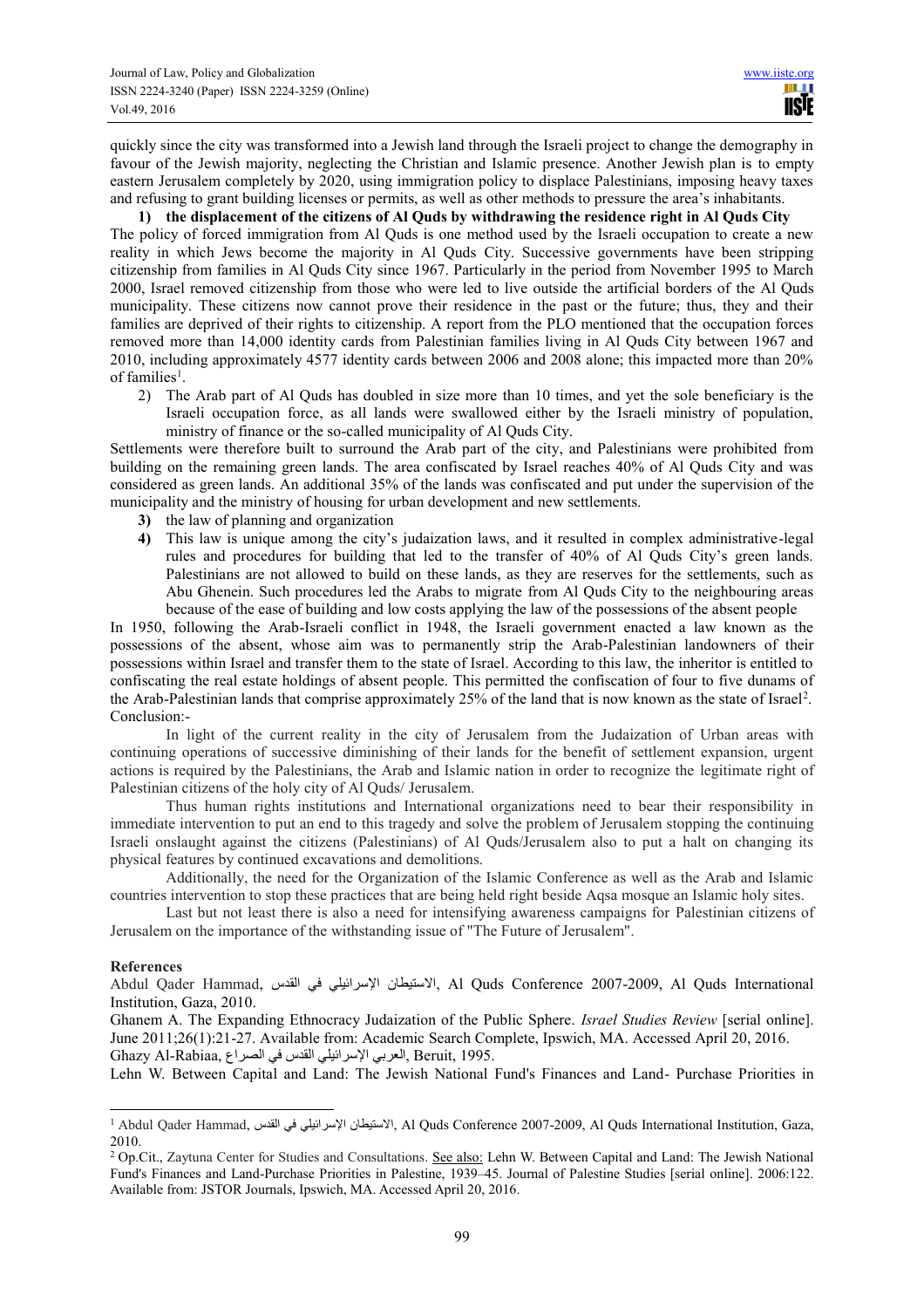quickly since the city was transformed into a Jewish land through the Israeli project to change the demography in favour of the Jewish majority, neglecting the Christian and Islamic presence. Another Jewish plan is to empty eastern Jerusalem completely by 2020, using immigration policy to displace Palestinians, imposing heavy taxes and refusing to grant building licenses or permits, as well as other methods to pressure the area's inhabitants.

**1) the displacement of the citizens of Al Quds by withdrawing the residence right in Al Quds City**

The policy of forced immigration from Al Quds is one method used by the Israeli occupation to create a new reality in which Jews become the majority in Al Quds City. Successive governments have been stripping citizenship from families in Al Quds City since 1967. Particularly in the period from November 1995 to March 2000, Israel removed citizenship from those who were led to live outside the artificial borders of the Al Quds municipality. These citizens now cannot prove their residence in the past or the future; thus, they and their families are deprived of their rights to citizenship. A report from the PLO mentioned that the occupation forces removed more than 14,000 identity cards from Palestinian families living in Al Quds City between 1967 and 2010, including approximately 4577 identity cards between 2006 and 2008 alone; this impacted more than 20% of families[1].

2) The Arab part of Al Quds has doubled in size more than 10 times, and yet the sole beneficiary is the Israeli occupation force, as all lands were swallowed either by the Israeli ministry of population, ministry of finance or the so-called municipality of Al Quds City.

Settlements were therefore built to surround the Arab part of the city, and Palestinians were prohibited from building on the remaining green lands. The area confiscated by Israel reaches 40% of Al Quds City and was considered as green lands. An additional 35% of the lands was confiscated and put under the supervision of the municipality and the ministry of housing for urban development and new settlements.

**3)** the law of planning and organization

**4)** This law is unique among the city's judaization laws, and it resulted in complex administrative-legal rules and procedures for building that led to the transfer of 40% of Al Quds City's green lands. Palestinians are not allowed to build on these lands, as they are reserves for the settlements, such as Abu Ghenein. Such procedures led the Arabs to migrate from Al Quds City to the neighbouring areas because of the ease of building and low costs applying the law of the possessions of the absent people

In 1950, following the Arab-Israeli conflict in 1948, the Israeli government enacted a law known as the possessions of the absent, whose aim was to permanently strip the Arab-Palestinian landowners of their possessions within Israel and transfer them to the state of Israel. According to this law, the inheritor is entitled to confiscating the real estate holdings of absent people. This permitted the confiscation of four to five dunams of the Arab-Palestinian lands that comprise approximately 25% of the land that is now known as the state of Israel[2].

Conclusion:-

In light of the current reality in the city of Jerusalem from the Judaization of Urban areas with continuing operations of successive diminishing of their lands for the benefit of settlement expansion, urgent actions is required by the Palestinians, the Arab and Islamic nation in order to recognize the legitimate right of Palestinian citizens of the holy city of Al Quds/ Jerusalem.

Thus human rights institutions and International organizations need to bear their responsibility in immediate intervention to put an end to this tragedy and solve the problem of Jerusalem stopping the continuing Israeli onslaught against the citizens (Palestinians) of Al Quds/Jerusalem also to put a halt on changing its physical features by continued excavations and demolitions.

Additionally, the need for the Organization of the Islamic Conference as well as the Arab and Islamic countries intervention to stop these practices that are being held right beside Aqsa mosque an Islamic holy sites.

Last but not least there is also a need for intensifying awareness campaigns for Palestinian citizens of Jerusalem on the importance of the withstanding issue of "The Future of Jerusalem".

**References**

Abdul Qader Hammad, الاستيطان الإسرائيلي في القدس, Al Quds Conference 2007-2009, Al Quds International Institution, Gaza, 2010.

Ghanem A. The Expanding Ethnocracy Judaization of the Public Sphere. *Israel Studies Review* [serial online]. June 2011;26(1):21-27. Available from: Academic Search Complete, Ipswich, MA. Accessed April 20, 2016.

Ghazy Al-Rabiaa, العربي الإسرائيلي القدس في الصراع, Beruit, 1995.

Lehn W. Between Capital and Land: The Jewish National Fund's Finances and Land- Purchase Priorities in

---

[1] Abdul Qader Hammad, الاستيطان الإسرائيلي في القدس, Al Quds Conference 2007-2009, Al Quds International Institution, Gaza, 2010.

[2] Op.Cit., Zaytuna Center for Studies and Consultations. See also: Lehn W. Between Capital and Land: The Jewish National Fund's Finances and Land-Purchase Priorities in Palestine, 1939–45. Journal of Palestine Studies [serial online]. 2006:122. Available from: JSTOR Journals, Ipswich, MA. Accessed April 20, 2016.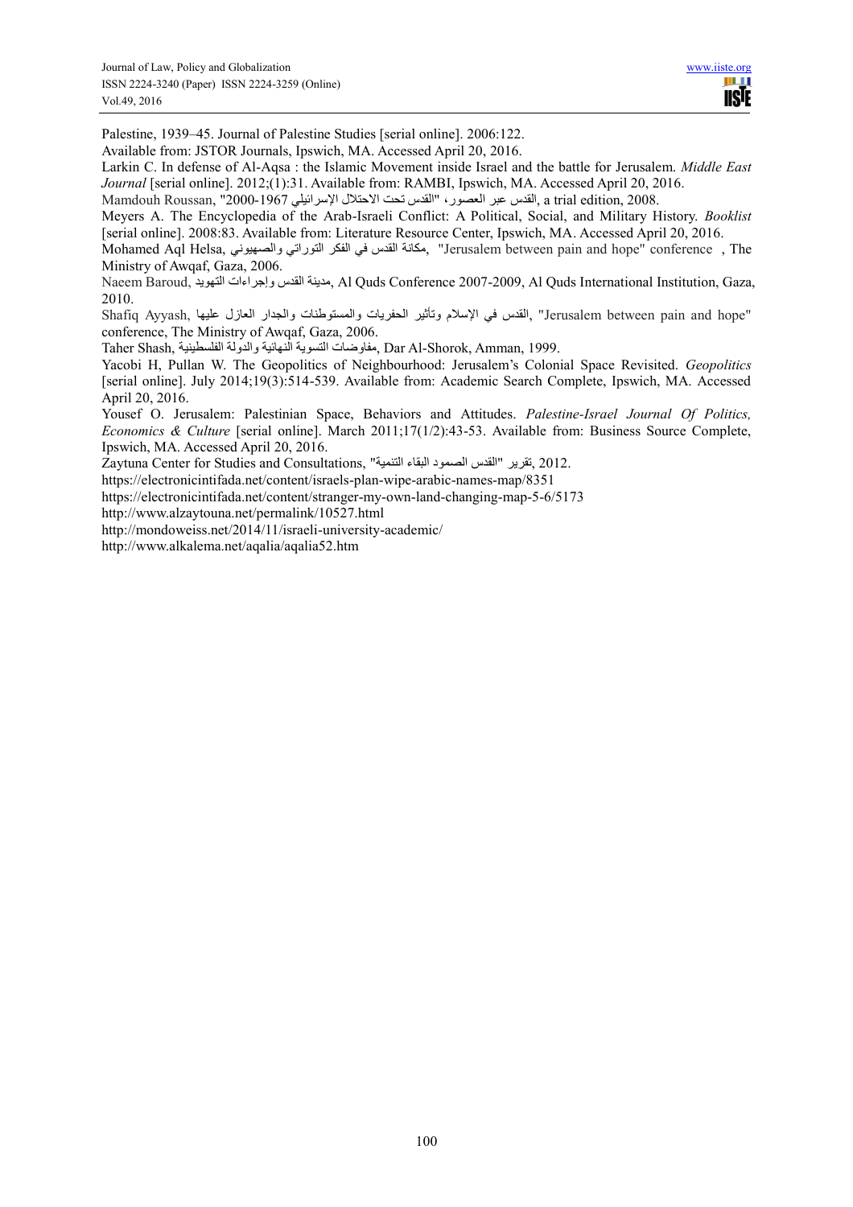Palestine, 1939–45. Journal of Palestine Studies [serial online]. 2006:122. Available from: JSTOR Journals, Ipswich, MA. Accessed April 20, 2016.

Larkin C. In defense of Al-Aqsa : the Islamic Movement inside Israel and the battle for Jerusalem. *Middle East Journal* [serial online]. 2012;(1):31. Available from: RAMBI, Ipswich, MA. Accessed April 20, 2016.

Mamdouh Roussan, "القدس تحت الاحتلال الإسرائيلي 1967-2000"، القدس عبر العصور, a trial edition, 2008.

Meyers A. The Encyclopedia of the Arab-Israeli Conflict: A Political, Social, and Military History. *Booklist* [serial online]. 2008:83. Available from: Literature Resource Center, Ipswich, MA. Accessed April 20, 2016.

Mohamed Aql Helsa, مكانة القدس في الفكر التوراتي والصهيوني, "Jerusalem between pain and hope" conference , The Ministry of Awqaf, Gaza, 2006.

Naeem Baroud, مدينة القدس وإجراءات التهويد, Al Quds Conference 2007-2009, Al Quds International Institution, Gaza, 2010.

Shafiq Ayyash, القدس في الإسلام وتأثير الحفريات والمستوطنات والجدار العازل عليها, "Jerusalem between pain and hope" conference, The Ministry of Awqaf, Gaza, 2006.

Taher Shash, مفاوضات التسوية النهائية والدولة الفلسطينية, Dar Al-Shorok, Amman, 1999.

Yacobi H, Pullan W. The Geopolitics of Neighbourhood: Jerusalem's Colonial Space Revisited. *Geopolitics* [serial online]. July 2014;19(3):514-539. Available from: Academic Search Complete, Ipswich, MA. Accessed April 20, 2016.

Yousef O. Jerusalem: Palestinian Space, Behaviors and Attitudes. *Palestine-Israel Journal Of Politics, Economics & Culture* [serial online]. March 2011;17(1/2):43-53. Available from: Business Source Complete, Ipswich, MA. Accessed April 20, 2016.

Zaytuna Center for Studies and Consultations, "تقرير "القدس الصمود البقاء التنمية, 2012.

https://electronicintifada.net/content/israels-plan-wipe-arabic-names-map/8351

https://electronicintifada.net/content/stranger-my-own-land-changing-map-5-6/5173

http://www.alzaytouna.net/permalink/10527.html

http://mondoweiss.net/2014/11/israeli-university-academic/

http://www.alkalema.net/aqalia/aqalia52.htm